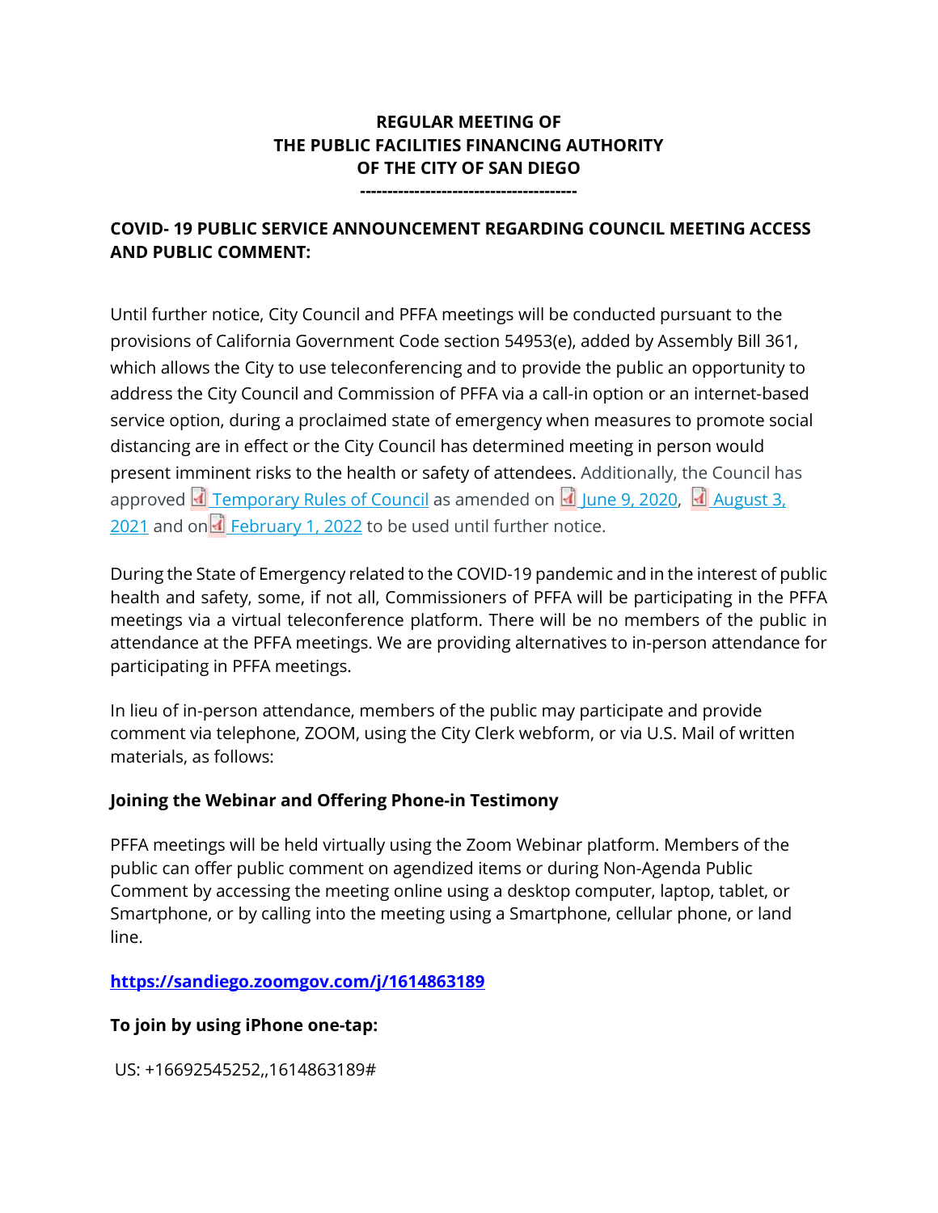**REGULAR MEETING OF**
**THE PUBLIC FACILITIES FINANCING AUTHORITY**
**OF THE CITY OF SAN DIEGO**
**---------------------------------------**

**COVID- 19 PUBLIC SERVICE ANNOUNCEMENT REGARDING COUNCIL MEETING ACCESS AND PUBLIC COMMENT:**

Until further notice, City Council and PFFA meetings will be conducted pursuant to the provisions of California Government Code section 54953(e), added by Assembly Bill 361, which allows the City to use teleconferencing and to provide the public an opportunity to address the City Council and Commission of PFFA via a call-in option or an internet-based service option, during a proclaimed state of emergency when measures to promote social distancing are in effect or the City Council has determined meeting in person would present imminent risks to the health or safety of attendees. Additionally, the Council has approved Temporary Rules of Council as amended on June 9, 2020, August 3, 2021 and on February 1, 2022 to be used until further notice.

During the State of Emergency related to the COVID-19 pandemic and in the interest of public health and safety, some, if not all, Commissioners of PFFA will be participating in the PFFA meetings via a virtual teleconference platform. There will be no members of the public in attendance at the PFFA meetings. We are providing alternatives to in-person attendance for participating in PFFA meetings.

In lieu of in-person attendance, members of the public may participate and provide comment via telephone, ZOOM, using the City Clerk webform, or via U.S. Mail of written materials, as follows:

**Joining the Webinar and Offering Phone-in Testimony**

PFFA meetings will be held virtually using the Zoom Webinar platform. Members of the public can offer public comment on agendized items or during Non-Agenda Public Comment by accessing the meeting online using a desktop computer, laptop, tablet, or Smartphone, or by calling into the meeting using a Smartphone, cellular phone, or land line.

**https://sandiego.zoomgov.com/j/1614863189**

**To join by using iPhone one-tap:**

US: +16692545252,,1614863189#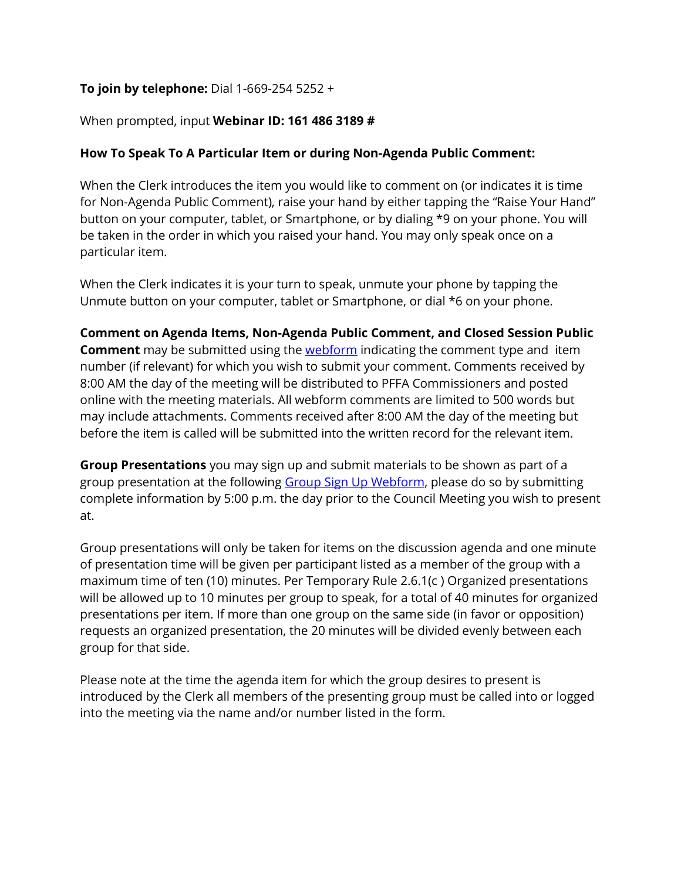**To join by telephone:** Dial 1-669-254 5252 +

When prompted, input **Webinar ID: 161 486 3189 #**

**How To Speak To A Particular Item or during Non-Agenda Public Comment:**

When the Clerk introduces the item you would like to comment on (or indicates it is time for Non-Agenda Public Comment), raise your hand by either tapping the "Raise Your Hand" button on your computer, tablet, or Smartphone, or by dialing *9 on your phone. You will be taken in the order in which you raised your hand. You may only speak once on a particular item.

When the Clerk indicates it is your turn to speak, unmute your phone by tapping the Unmute button on your computer, tablet or Smartphone, or dial *6 on your phone.

**Comment on Agenda Items, Non-Agenda Public Comment, and Closed Session Public Comment** may be submitted using the webform indicating the comment type and item number (if relevant) for which you wish to submit your comment. Comments received by 8:00 AM the day of the meeting will be distributed to PFFA Commissioners and posted online with the meeting materials. All webform comments are limited to 500 words but may include attachments. Comments received after 8:00 AM the day of the meeting but before the item is called will be submitted into the written record for the relevant item.

**Group Presentations** you may sign up and submit materials to be shown as part of a group presentation at the following Group Sign Up Webform, please do so by submitting complete information by 5:00 p.m. the day prior to the Council Meeting you wish to present at.

Group presentations will only be taken for items on the discussion agenda and one minute of presentation time will be given per participant listed as a member of the group with a maximum time of ten (10) minutes. Per Temporary Rule 2.6.1(c ) Organized presentations will be allowed up to 10 minutes per group to speak, for a total of 40 minutes for organized presentations per item. If more than one group on the same side (in favor or opposition) requests an organized presentation, the 20 minutes will be divided evenly between each group for that side.

Please note at the time the agenda item for which the group desires to present is introduced by the Clerk all members of the presenting group must be called into or logged into the meeting via the name and/or number listed in the form.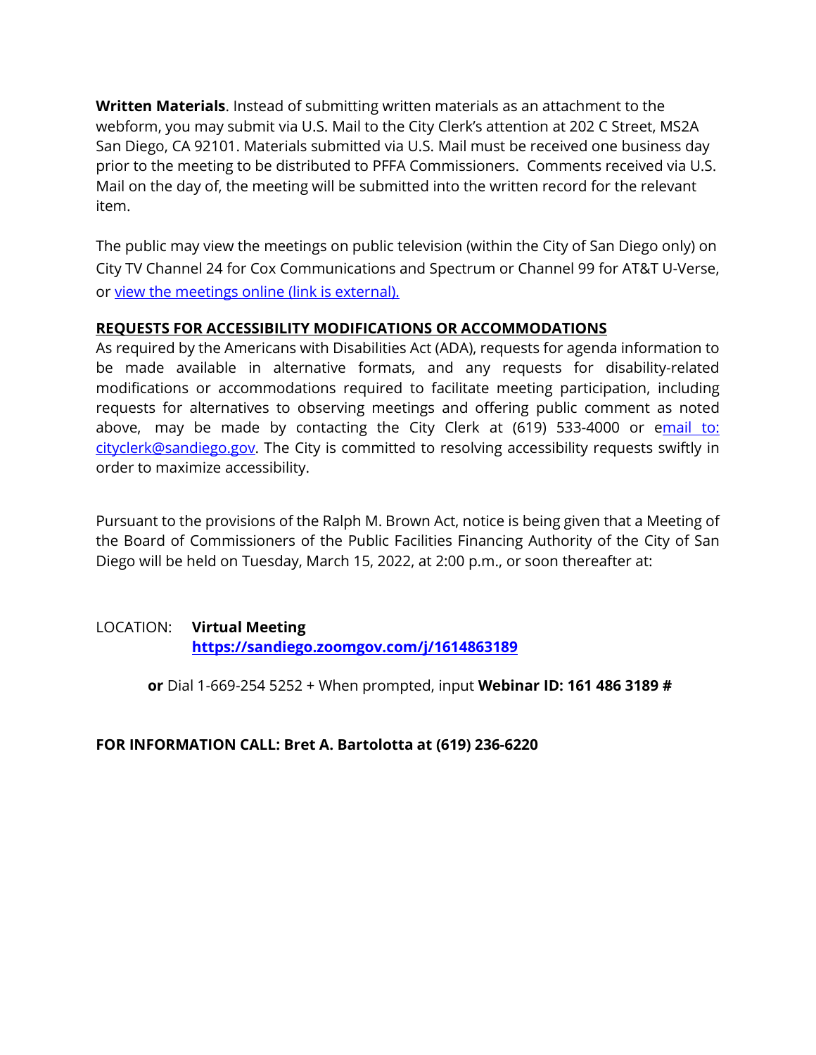**Written Materials**. Instead of submitting written materials as an attachment to the webform, you may submit via U.S. Mail to the City Clerk's attention at 202 C Street, MS2A San Diego, CA 92101. Materials submitted via U.S. Mail must be received one business day prior to the meeting to be distributed to PFFA Commissioners. Comments received via U.S. Mail on the day of, the meeting will be submitted into the written record for the relevant item.

The public may view the meetings on public television (within the City of San Diego only) on City TV Channel 24 for Cox Communications and Spectrum or Channel 99 for AT&T U-Verse, or view the meetings online (link is external).

**REQUESTS FOR ACCESSIBILITY MODIFICATIONS OR ACCOMMODATIONS**

As required by the Americans with Disabilities Act (ADA), requests for agenda information to be made available in alternative formats, and any requests for disability-related modifications or accommodations required to facilitate meeting participation, including requests for alternatives to observing meetings and offering public comment as noted above, may be made by contacting the City Clerk at (619) 533-4000 or email to: cityclerk@sandiego.gov. The City is committed to resolving accessibility requests swiftly in order to maximize accessibility.

Pursuant to the provisions of the Ralph M. Brown Act, notice is being given that a Meeting of the Board of Commissioners of the Public Facilities Financing Authority of the City of San Diego will be held on Tuesday, March 15, 2022, at 2:00 p.m., or soon thereafter at:

LOCATION: **Virtual Meeting**
**https://sandiego.zoomgov.com/j/1614863189**

**or** Dial 1-669-254 5252 + When prompted, input **Webinar ID: 161 486 3189 #**

**FOR INFORMATION CALL: Bret A. Bartolotta at (619) 236-6220**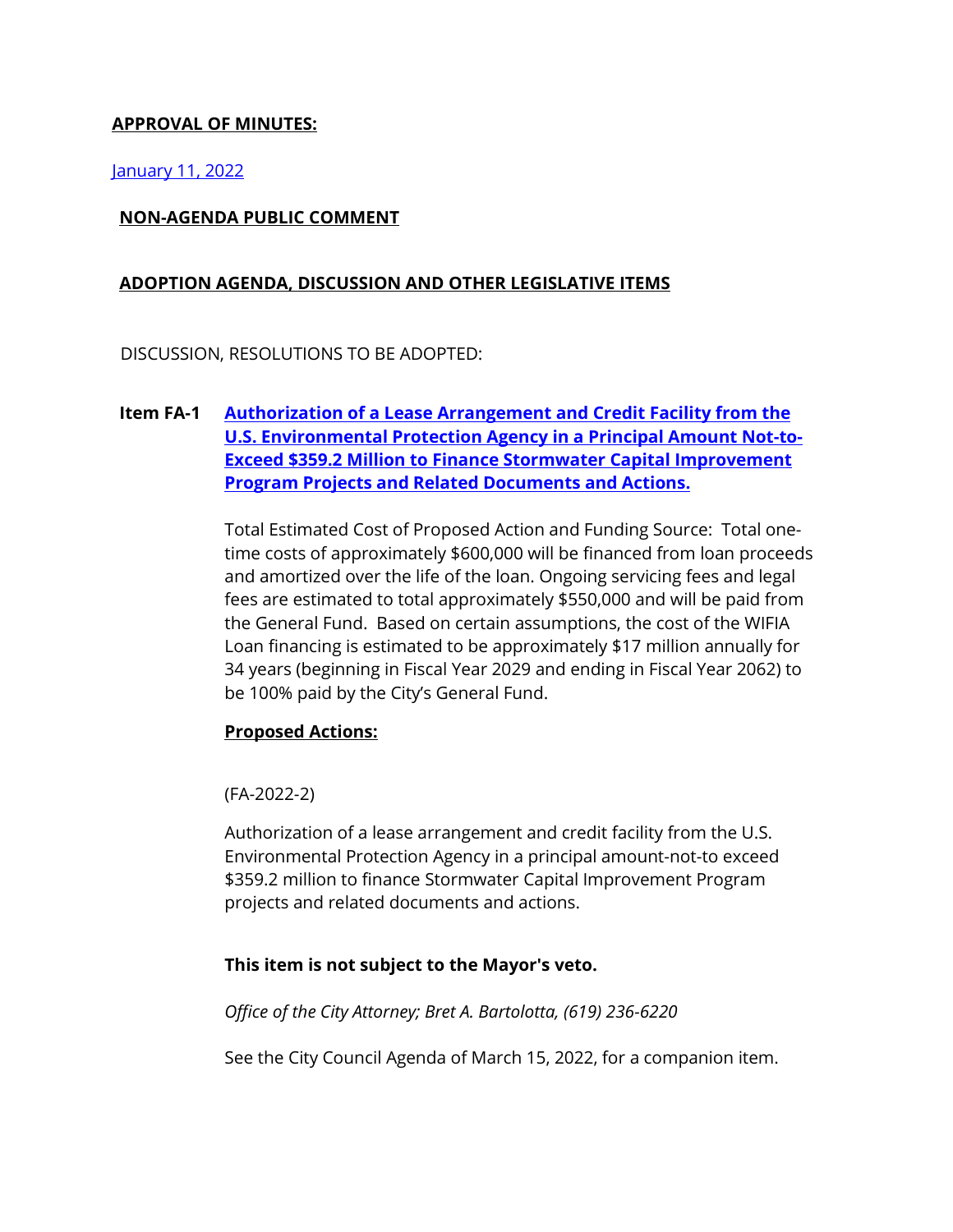**APPROVAL OF MINUTES:**

January 11, 2022

**NON-AGENDA PUBLIC COMMENT**

**ADOPTION AGENDA, DISCUSSION AND OTHER LEGISLATIVE ITEMS**

DISCUSSION, RESOLUTIONS TO BE ADOPTED:

**Item FA-1** **Authorization of a Lease Arrangement and Credit Facility from the U.S. Environmental Protection Agency in a Principal Amount Not-to-Exceed $359.2 Million to Finance Stormwater Capital Improvement Program Projects and Related Documents and Actions.**

Total Estimated Cost of Proposed Action and Funding Source: Total one-time costs of approximately $600,000 will be financed from loan proceeds and amortized over the life of the loan. Ongoing servicing fees and legal fees are estimated to total approximately $550,000 and will be paid from the General Fund. Based on certain assumptions, the cost of the WIFIA Loan financing is estimated to be approximately $17 million annually for 34 years (beginning in Fiscal Year 2029 and ending in Fiscal Year 2062) to be 100% paid by the City's General Fund.

**Proposed Actions:**

(FA-2022-2)

Authorization of a lease arrangement and credit facility from the U.S. Environmental Protection Agency in a principal amount-not-to exceed $359.2 million to finance Stormwater Capital Improvement Program projects and related documents and actions.

**This item is not subject to the Mayor's veto.**

*Office of the City Attorney; Bret A. Bartolotta, (619) 236-6220*

See the City Council Agenda of March 15, 2022, for a companion item.